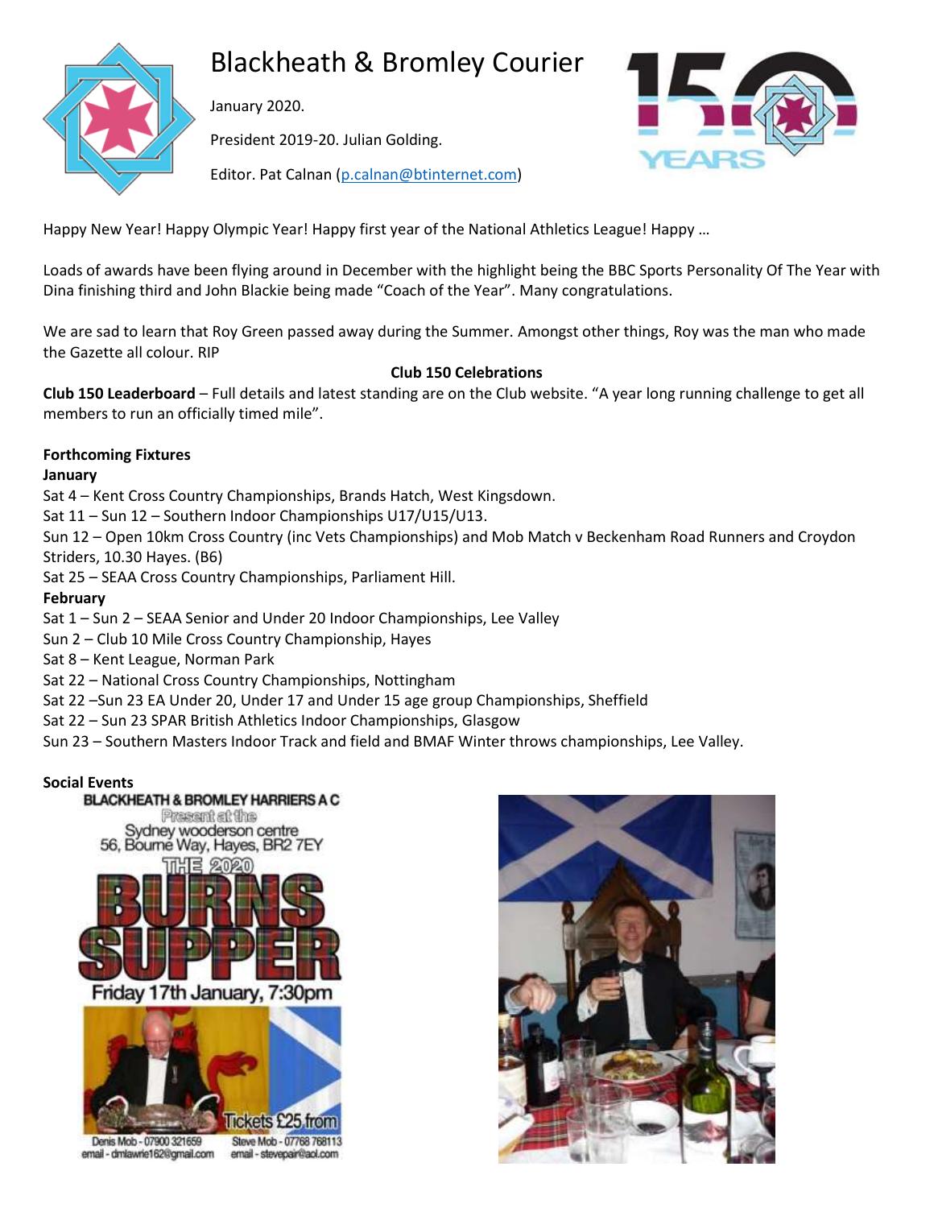# Blackheath & Bromley Courier

January 2020.

President 2019-20. Julian Golding.

Editor. Pat Calnan (p.calnan@btinternet.com)

Happy New Year! Happy Olympic Year! Happy first year of the National Athletics League! Happy …

Loads of awards have been flying around in December with the highlight being the BBC Sports Personality Of The Year with Dina finishing third and John Blackie being made "Coach of the Year". Many congratulations.

We are sad to learn that Roy Green passed away during the Summer. Amongst other things, Roy was the man who made the Gazette all colour. RIP

**Club 150 Celebrations**

**Club 150 Leaderboard** – Full details and latest standing are on the Club website. "A year long running challenge to get all members to run an officially timed mile".

**Forthcoming Fixtures**

**January**

Sat 4 – Kent Cross Country Championships, Brands Hatch, West Kingsdown.
Sat 11 – Sun 12 – Southern Indoor Championships U17/U15/U13.
Sun 12 – Open 10km Cross Country (inc Vets Championships) and Mob Match v Beckenham Road Runners and Croydon Striders, 10.30 Hayes. (B6)
Sat 25 – SEAA Cross Country Championships, Parliament Hill.

**February**

Sat 1 – Sun 2 – SEAA Senior and Under 20 Indoor Championships, Lee Valley
Sun 2 – Club 10 Mile Cross Country Championship, Hayes
Sat 8 – Kent League, Norman Park
Sat 22 – National Cross Country Championships, Nottingham
Sat 22 –Sun 23 EA Under 20, Under 17 and Under 15 age group Championships, Sheffield
Sat 22 – Sun 23 SPAR British Athletics Indoor Championships, Glasgow
Sun 23 – Southern Masters Indoor Track and field and BMAF Winter throws championships, Lee Valley.

**Social Events**

BLACKHEATH & BROMLEY HARRIERS A C
Present at the
Sydney wooderson centre
56, Bourne Way, Hayes, BR2 7EY
THE 2020
BURNS SUPPER
Friday 17th January, 7:30pm
Tickets £25 from
Denis Mob - 07900 321659
email - dmlawrie162@gmail.com
Steve Mob - 07768 768113
email - stevepair@aol.com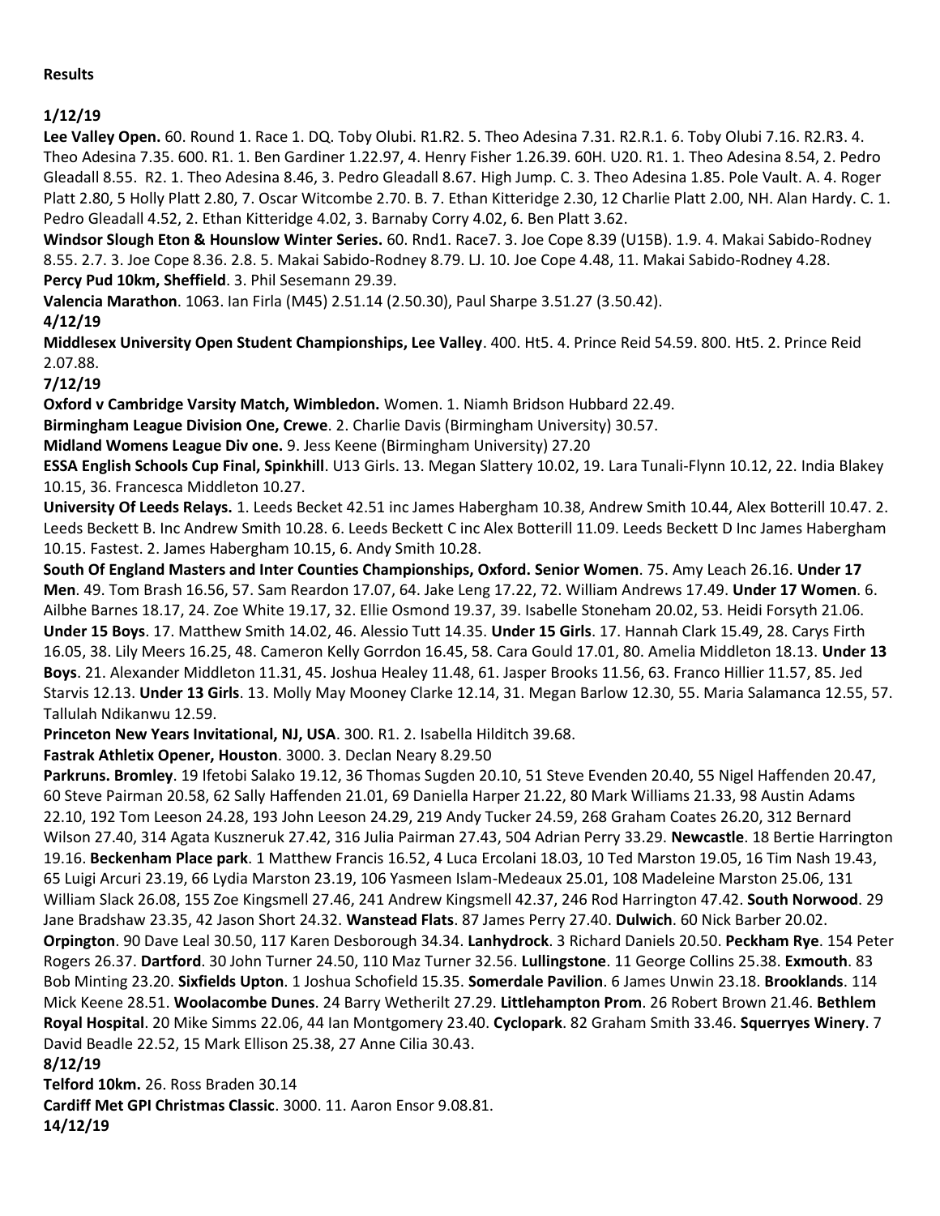**Results**

**1/12/19**

**Lee Valley Open.** 60. Round 1. Race 1. DQ. Toby Olubi. R1.R2. 5. Theo Adesina 7.31. R2.R.1. 6. Toby Olubi 7.16. R2.R3. 4. Theo Adesina 7.35. 600. R1. 1. Ben Gardiner 1.22.97, 4. Henry Fisher 1.26.39. 60H. U20. R1. 1. Theo Adesina 8.54, 2. Pedro Gleadall 8.55. R2. 1. Theo Adesina 8.46, 3. Pedro Gleadall 8.67. High Jump. C. 3. Theo Adesina 1.85. Pole Vault. A. 4. Roger Platt 2.80, 5 Holly Platt 2.80, 7. Oscar Witcombe 2.70. B. 7. Ethan Kitteridge 2.30, 12 Charlie Platt 2.00, NH. Alan Hardy. C. 1. Pedro Gleadall 4.52, 2. Ethan Kitteridge 4.02, 3. Barnaby Corry 4.02, 6. Ben Platt 3.62.

**Windsor Slough Eton & Hounslow Winter Series.** 60. Rnd1. Race7. 3. Joe Cope 8.39 (U15B). 1.9. 4. Makai Sabido-Rodney 8.55. 2.7. 3. Joe Cope 8.36. 2.8. 5. Makai Sabido-Rodney 8.79. LJ. 10. Joe Cope 4.48, 11. Makai Sabido-Rodney 4.28.

**Percy Pud 10km, Sheffield**. 3. Phil Sesemann 29.39.

**Valencia Marathon**. 1063. Ian Firla (M45) 2.51.14 (2.50.30), Paul Sharpe 3.51.27 (3.50.42).

**4/12/19**

**Middlesex University Open Student Championships, Lee Valley**. 400. Ht5. 4. Prince Reid 54.59. 800. Ht5. 2. Prince Reid 2.07.88.

**7/12/19**

**Oxford v Cambridge Varsity Match, Wimbledon.** Women. 1. Niamh Bridson Hubbard 22.49.

**Birmingham League Division One, Crewe**. 2. Charlie Davis (Birmingham University) 30.57.

**Midland Womens League Div one.** 9. Jess Keene (Birmingham University) 27.20

**ESSA English Schools Cup Final, Spinkhill**. U13 Girls. 13. Megan Slattery 10.02, 19. Lara Tunali-Flynn 10.12, 22. India Blakey 10.15, 36. Francesca Middleton 10.27.

**University Of Leeds Relays.** 1. Leeds Becket 42.51 inc James Habergham 10.38, Andrew Smith 10.44, Alex Botterill 10.47. 2. Leeds Beckett B. Inc Andrew Smith 10.28. 6. Leeds Beckett C inc Alex Botterill 11.09. Leeds Beckett D Inc James Habergham 10.15. Fastest. 2. James Habergham 10.15, 6. Andy Smith 10.28.

**South Of England Masters and Inter Counties Championships, Oxford. Senior Women**. 75. Amy Leach 26.16. **Under 17 Men**. 49. Tom Brash 16.56, 57. Sam Reardon 17.07, 64. Jake Leng 17.22, 72. William Andrews 17.49. **Under 17 Women**. 6. Ailbhe Barnes 18.17, 24. Zoe White 19.17, 32. Ellie Osmond 19.37, 39. Isabelle Stoneham 20.02, 53. Heidi Forsyth 21.06. **Under 15 Boys**. 17. Matthew Smith 14.02, 46. Alessio Tutt 14.35. **Under 15 Girls**. 17. Hannah Clark 15.49, 28. Carys Firth 16.05, 38. Lily Meers 16.25, 48. Cameron Kelly Gorrdon 16.45, 58. Cara Gould 17.01, 80. Amelia Middleton 18.13. **Under 13 Boys**. 21. Alexander Middleton 11.31, 45. Joshua Healey 11.48, 61. Jasper Brooks 11.56, 63. Franco Hillier 11.57, 85. Jed Starvis 12.13. **Under 13 Girls**. 13. Molly May Mooney Clarke 12.14, 31. Megan Barlow 12.30, 55. Maria Salamanca 12.55, 57. Tallulah Ndikanwu 12.59.

**Princeton New Years Invitational, NJ, USA**. 300. R1. 2. Isabella Hilditch 39.68.

**Fastrak Athletix Opener, Houston**. 3000. 3. Declan Neary 8.29.50

**Parkruns. Bromley**. 19 Ifetobi Salako 19.12, 36 Thomas Sugden 20.10, 51 Steve Evenden 20.40, 55 Nigel Haffenden 20.47, 60 Steve Pairman 20.58, 62 Sally Haffenden 21.01, 69 Daniella Harper 21.22, 80 Mark Williams 21.33, 98 Austin Adams 22.10, 192 Tom Leeson 24.28, 193 John Leeson 24.29, 219 Andy Tucker 24.59, 268 Graham Coates 26.20, 312 Bernard Wilson 27.40, 314 Agata Kuszneruk 27.42, 316 Julia Pairman 27.43, 504 Adrian Perry 33.29. **Newcastle**. 18 Bertie Harrington 19.16. **Beckenham Place park**. 1 Matthew Francis 16.52, 4 Luca Ercolani 18.03, 10 Ted Marston 19.05, 16 Tim Nash 19.43, 65 Luigi Arcuri 23.19, 66 Lydia Marston 23.19, 106 Yasmeen Islam-Medeaux 25.01, 108 Madeleine Marston 25.06, 131 William Slack 26.08, 155 Zoe Kingsmell 27.46, 241 Andrew Kingsmell 42.37, 246 Rod Harrington 47.42. **South Norwood**. 29 Jane Bradshaw 23.35, 42 Jason Short 24.32. **Wanstead Flats**. 87 James Perry 27.40. **Dulwich**. 60 Nick Barber 20.02. **Orpington**. 90 Dave Leal 30.50, 117 Karen Desborough 34.34. **Lanhydrock**. 3 Richard Daniels 20.50. **Peckham Rye**. 154 Peter Rogers 26.37. **Dartford**. 30 John Turner 24.50, 110 Maz Turner 32.56. **Lullingstone**. 11 George Collins 25.38. **Exmouth**. 83 Bob Minting 23.20. **Sixfields Upton**. 1 Joshua Schofield 15.35. **Somerdale Pavilion**. 6 James Unwin 23.18. **Brooklands**. 114 Mick Keene 28.51. **Woolacombe Dunes**. 24 Barry Wetherilt 27.29. **Littlehampton Prom**. 26 Robert Brown 21.46. **Bethlem Royal Hospital**. 20 Mike Simms 22.06, 44 Ian Montgomery 23.40. **Cyclopark**. 82 Graham Smith 33.46. **Squerryes Winery**. 7 David Beadle 22.52, 15 Mark Ellison 25.38, 27 Anne Cilia 30.43.

**8/12/19**

**Telford 10km.** 26. Ross Braden 30.14

**Cardiff Met GPI Christmas Classic**. 3000. 11. Aaron Ensor 9.08.81.

**14/12/19**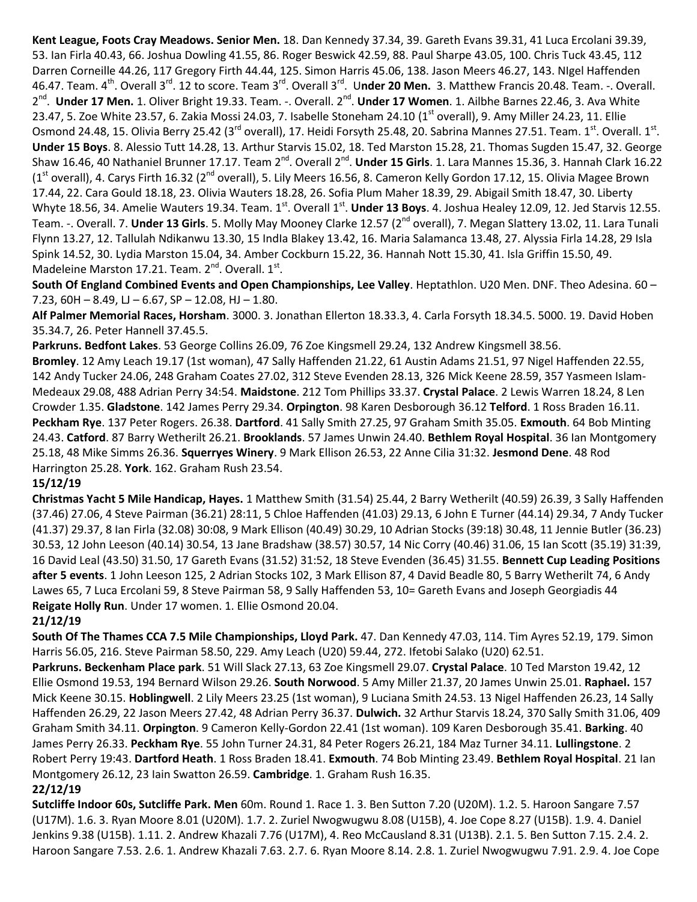**Kent League, Foots Cray Meadows. Senior Men.** 18. Dan Kennedy 37.34, 39. Gareth Evans 39.31, 41 Luca Ercolani 39.39, 53. Ian Firla 40.43, 66. Joshua Dowling 41.55, 86. Roger Beswick 42.59, 88. Paul Sharpe 43.05, 100. Chris Tuck 43.45, 112 Darren Corneille 44.26, 117 Gregory Firth 44.44, 125. Simon Harris 45.06, 138. Jason Meers 46.27, 143. NIgel Haffenden 46.47. Team. 4th. Overall 3rd. 12 to score. Team 3rd. Overall 3rd. **Under 20 Men.** 3. Matthew Francis 20.48. Team. -. Overall. 2nd. **Under 17 Men.** 1. Oliver Bright 19.33. Team. -. Overall. 2nd. **Under 17 Women**. 1. Ailbhe Barnes 22.46, 3. Ava White 23.47, 5. Zoe White 23.57, 6. Zakia Mossi 24.03, 7. Isabelle Stoneham 24.10 (1st overall), 9. Amy Miller 24.23, 11. Ellie Osmond 24.48, 15. Olivia Berry 25.42 (3rd overall), 17. Heidi Forsyth 25.48, 20. Sabrina Mannes 27.51. Team. 1st. Overall. 1st. **Under 15 Boys**. 8. Alessio Tutt 14.28, 13. Arthur Starvis 15.02, 18. Ted Marston 15.28, 21. Thomas Sugden 15.47, 32. George Shaw 16.46, 40 Nathaniel Brunner 17.17. Team 2nd. Overall 2nd. **Under 15 Girls**. 1. Lara Mannes 15.36, 3. Hannah Clark 16.22 (1st overall), 4. Carys Firth 16.32 (2nd overall), 5. Lily Meers 16.56, 8. Cameron Kelly Gordon 17.12, 15. Olivia Magee Brown 17.44, 22. Cara Gould 18.18, 23. Olivia Wauters 18.28, 26. Sofia Plum Maher 18.39, 29. Abigail Smith 18.47, 30. Liberty Whyte 18.56, 34. Amelie Wauters 19.34. Team. 1st. Overall 1st. **Under 13 Boys**. 4. Joshua Healey 12.09, 12. Jed Starvis 12.55. Team. -. Overall. 7. **Under 13 Girls**. 5. Molly May Mooney Clarke 12.57 (2nd overall), 7. Megan Slattery 13.02, 11. Lara Tunali Flynn 13.27, 12. Tallulah Ndikanwu 13.30, 15 IndIa Blakey 13.42, 16. Maria Salamanca 13.48, 27. Alyssia Firla 14.28, 29 Isla Spink 14.52, 30. Lydia Marston 15.04, 34. Amber Cockburn 15.22, 36. Hannah Nott 15.30, 41. Isla Griffin 15.50, 49. Madeleine Marston 17.21. Team. 2nd. Overall. 1st.

**South Of England Combined Events and Open Championships, Lee Valley**. Heptathlon. U20 Men. DNF. Theo Adesina. 60 – 7.23, 60H – 8.49, LJ – 6.67, SP – 12.08, HJ – 1.80.

**Alf Palmer Memorial Races, Horsham**. 3000. 3. Jonathan Ellerton 18.33.3, 4. Carla Forsyth 18.34.5. 5000. 19. David Hoben 35.34.7, 26. Peter Hannell 37.45.5.

**Parkruns. Bedfont Lakes**. 53 George Collins 26.09, 76 Zoe Kingsmell 29.24, 132 Andrew Kingsmell 38.56. **Bromley**. 12 Amy Leach 19.17 (1st woman), 47 Sally Haffenden 21.22, 61 Austin Adams 21.51, 97 Nigel Haffenden 22.55, 142 Andy Tucker 24.06, 248 Graham Coates 27.02, 312 Steve Evenden 28.13, 326 Mick Keene 28.59, 357 Yasmeen Islam-Medeaux 29.08, 488 Adrian Perry 34:54. **Maidstone**. 212 Tom Phillips 33.37. **Crystal Palace**. 2 Lewis Warren 18.24, 8 Len Crowder 1.35. **Gladstone**. 142 James Perry 29.34. **Orpington**. 98 Karen Desborough 36.12 **Telford**. 1 Ross Braden 16.11. **Peckham Rye**. 137 Peter Rogers. 26.38. **Dartford**. 41 Sally Smith 27.25, 97 Graham Smith 35.05. **Exmouth**. 64 Bob Minting 24.43. **Catford**. 87 Barry Wetherilt 26.21. **Brooklands**. 57 James Unwin 24.40. **Bethlem Royal Hospital**. 36 Ian Montgomery 25.18, 48 Mike Simms 26.36. **Squerryes Winery**. 9 Mark Ellison 26.53, 22 Anne Cilia 31:32. **Jesmond Dene**. 48 Rod Harrington 25.28. **York**. 162. Graham Rush 23.54.

**15/12/19**

**Christmas Yacht 5 Mile Handicap, Hayes.** 1 Matthew Smith (31.54) 25.44, 2 Barry Wetherilt (40.59) 26.39, 3 Sally Haffenden (37.46) 27.06, 4 Steve Pairman (36.21) 28:11, 5 Chloe Haffenden (41.03) 29.13, 6 John E Turner (44.14) 29.34, 7 Andy Tucker (41.37) 29.37, 8 Ian Firla (32.08) 30:08, 9 Mark Ellison (40.49) 30.29, 10 Adrian Stocks (39:18) 30.48, 11 Jennie Butler (36.23) 30.53, 12 John Leeson (40.14) 30.54, 13 Jane Bradshaw (38.57) 30.57, 14 Nic Corry (40.46) 31.06, 15 Ian Scott (35.19) 31:39, 16 David Leal (43.50) 31.50, 17 Gareth Evans (31.52) 31:52, 18 Steve Evenden (36.45) 31.55. **Bennett Cup Leading Positions after 5 events**. 1 John Leeson 125, 2 Adrian Stocks 102, 3 Mark Ellison 87, 4 David Beadle 80, 5 Barry Wetherilt 74, 6 Andy Lawes 65, 7 Luca Ercolani 59, 8 Steve Pairman 58, 9 Sally Haffenden 53, 10= Gareth Evans and Joseph Georgiadis 44

**Reigate Holly Run**. Under 17 women. 1. Ellie Osmond 20.04.

**21/12/19**

**South Of The Thames CCA 7.5 Mile Championships, Lloyd Park.** 47. Dan Kennedy 47.03, 114. Tim Ayres 52.19, 179. Simon Harris 56.05, 216. Steve Pairman 58.50, 229. Amy Leach (U20) 59.44, 272. Ifetobi Salako (U20) 62.51.

**Parkruns. Beckenham Place park**. 51 Will Slack 27.13, 63 Zoe Kingsmell 29.07. **Crystal Palace**. 10 Ted Marston 19.42, 12 Ellie Osmond 19.53, 194 Bernard Wilson 29.26. **South Norwood**. 5 Amy Miller 21.37, 20 James Unwin 25.01. **Raphael.** 157 Mick Keene 30.15. **Hoblingwell**. 2 Lily Meers 23.25 (1st woman), 9 Luciana Smith 24.53. 13 Nigel Haffenden 26.23, 14 Sally Haffenden 26.29, 22 Jason Meers 27.42, 48 Adrian Perry 36.37. **Dulwich.** 32 Arthur Starvis 18.24, 370 Sally Smith 31.06, 409 Graham Smith 34.11. **Orpington**. 9 Cameron Kelly-Gordon 22.41 (1st woman). 109 Karen Desborough 35.41. **Barking**. 40 James Perry 26.33. **Peckham Rye**. 55 John Turner 24.31, 84 Peter Rogers 26.21, 184 Maz Turner 34.11. **Lullingstone**. 2 Robert Perry 19:43. **Dartford Heath**. 1 Ross Braden 18.41. **Exmouth**. 74 Bob Minting 23.49. **Bethlem Royal Hospital**. 21 Ian Montgomery 26.12, 23 Iain Swatton 26.59. **Cambridge**. 1. Graham Rush 16.35.

**22/12/19**

**Sutcliffe Indoor 60s, Sutcliffe Park. Men** 60m. Round 1. Race 1. 3. Ben Sutton 7.20 (U20M). 1.2. 5. Haroon Sangare 7.57 (U17M). 1.6. 3. Ryan Moore 8.01 (U20M). 1.7. 2. Zuriel Nwogwugwu 8.08 (U15B), 4. Joe Cope 8.27 (U15B). 1.9. 4. Daniel Jenkins 9.38 (U15B). 1.11. 2. Andrew Khazali 7.76 (U17M), 4. Reo McCausland 8.31 (U13B). 2.1. 5. Ben Sutton 7.15. 2.4. 2. Haroon Sangare 7.53. 2.6. 1. Andrew Khazali 7.63. 2.7. 6. Ryan Moore 8.14. 2.8. 1. Zuriel Nwogwugwu 7.91. 2.9. 4. Joe Cope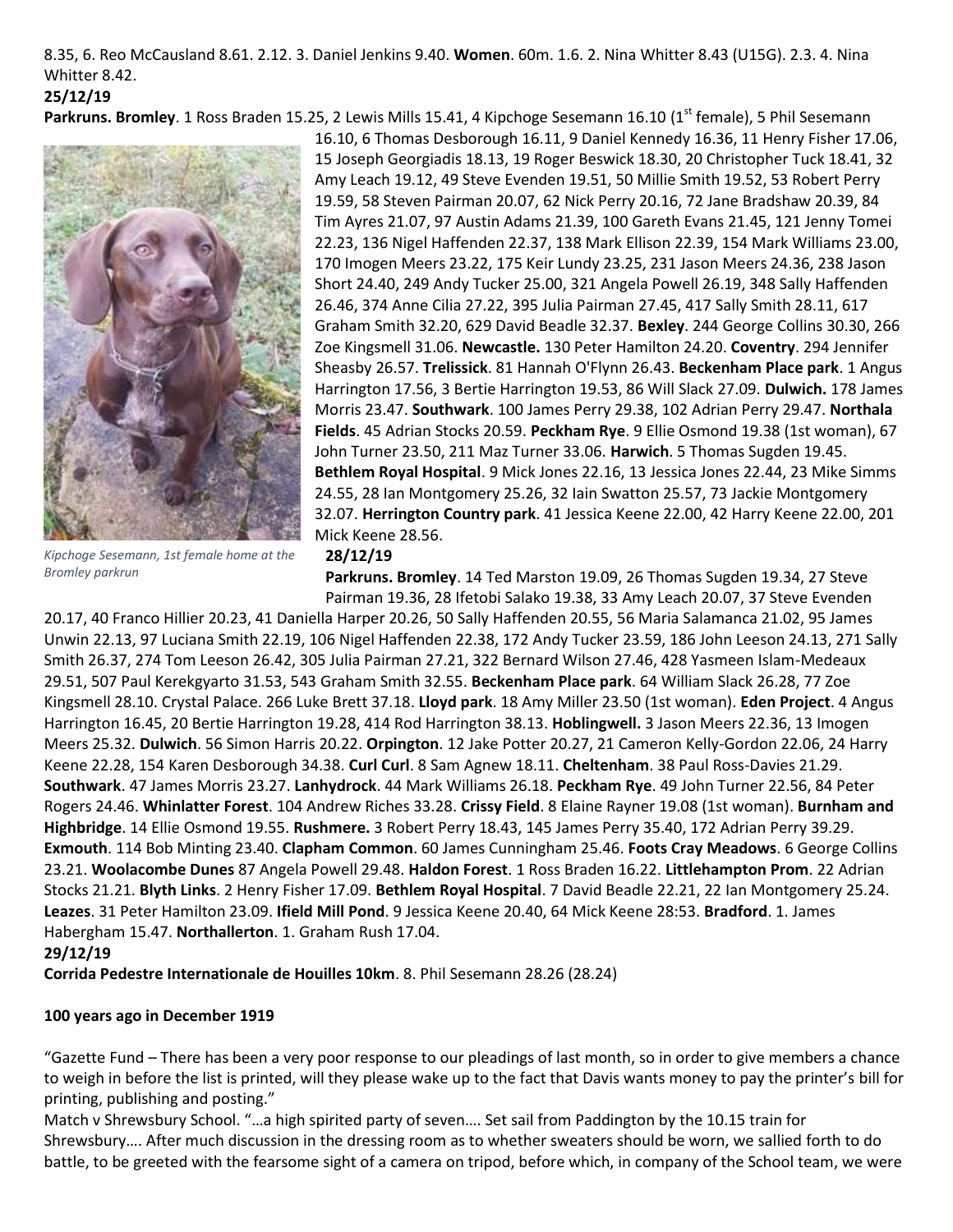8.35, 6. Reo McCausland 8.61. 2.12. 3. Daniel Jenkins 9.40. **Women**. 60m. 1.6. 2. Nina Whitter 8.43 (U15G). 2.3. 4. Nina Whitter 8.42.

**25/12/19**

**Parkruns. Bromley**. 1 Ross Braden 15.25, 2 Lewis Mills 15.41, 4 Kipchoge Sesemann 16.10 (1st female), 5 Phil Sesemann 16.10, 6 Thomas Desborough 16.11, 9 Daniel Kennedy 16.36, 11 Henry Fisher 17.06, 15 Joseph Georgiadis 18.13, 19 Roger Beswick 18.30, 20 Christopher Tuck 18.41, 32 Amy Leach 19.12, 49 Steve Evenden 19.51, 50 Millie Smith 19.52, 53 Robert Perry 19.59, 58 Steven Pairman 20.07, 62 Nick Perry 20.16, 72 Jane Bradshaw 20.39, 84 Tim Ayres 21.07, 97 Austin Adams 21.39, 100 Gareth Evans 21.45, 121 Jenny Tomei 22.23, 136 Nigel Haffenden 22.37, 138 Mark Ellison 22.39, 154 Mark Williams 23.00, 170 Imogen Meers 23.22, 175 Keir Lundy 23.25, 231 Jason Meers 24.36, 238 Jason Short 24.40, 249 Andy Tucker 25.00, 321 Angela Powell 26.19, 348 Sally Haffenden 26.46, 374 Anne Cilia 27.22, 395 Julia Pairman 27.45, 417 Sally Smith 28.11, 617 Graham Smith 32.20, 629 David Beadle 32.37. **Bexley**. 244 George Collins 30.30, 266 Zoe Kingsmell 31.06. **Newcastle.** 130 Peter Hamilton 24.20. **Coventry**. 294 Jennifer Sheasby 26.57. **Trelissick**. 81 Hannah O'Flynn 26.43. **Beckenham Place park**. 1 Angus Harrington 17.56, 3 Bertie Harrington 19.53, 86 Will Slack 27.09. **Dulwich.** 178 James Morris 23.47. **Southwark**. 100 James Perry 29.38, 102 Adrian Perry 29.47. **Northala Fields**. 45 Adrian Stocks 20.59. **Peckham Rye**. 9 Ellie Osmond 19.38 (1st woman), 67 John Turner 23.50, 211 Maz Turner 33.06. **Harwich**. 5 Thomas Sugden 19.45. **Bethlem Royal Hospital**. 9 Mick Jones 22.16, 13 Jessica Jones 22.44, 23 Mike Simms 24.55, 28 Ian Montgomery 25.26, 32 Iain Swatton 25.57, 73 Jackie Montgomery 32.07. **Herrington Country park**. 41 Jessica Keene 22.00, 42 Harry Keene 22.00, 201 Mick Keene 28.56.

*Kipchoge Sesemann, 1st female home at the Bromley parkrun*

**28/12/19**

**Parkruns. Bromley**. 14 Ted Marston 19.09, 26 Thomas Sugden 19.34, 27 Steve Pairman 19.36, 28 Ifetobi Salako 19.38, 33 Amy Leach 20.07, 37 Steve Evenden 20.17, 40 Franco Hillier 20.23, 41 Daniella Harper 20.26, 50 Sally Haffenden 20.55, 56 Maria Salamanca 21.02, 95 James Unwin 22.13, 97 Luciana Smith 22.19, 106 Nigel Haffenden 22.38, 172 Andy Tucker 23.59, 186 John Leeson 24.13, 271 Sally Smith 26.37, 274 Tom Leeson 26.42, 305 Julia Pairman 27.21, 322 Bernard Wilson 27.46, 428 Yasmeen Islam-Medeaux 29.51, 507 Paul Kerekgyarto 31.53, 543 Graham Smith 32.55. **Beckenham Place park**. 64 William Slack 26.28, 77 Zoe Kingsmell 28.10. Crystal Palace. 266 Luke Brett 37.18. **Lloyd park**. 18 Amy Miller 23.50 (1st woman). **Eden Project**. 4 Angus Harrington 16.45, 20 Bertie Harrington 19.28, 414 Rod Harrington 38.13. **Hoblingwell.** 3 Jason Meers 22.36, 13 Imogen Meers 25.32. **Dulwich**. 56 Simon Harris 20.22. **Orpington**. 12 Jake Potter 20.27, 21 Cameron Kelly-Gordon 22.06, 24 Harry Keene 22.28, 154 Karen Desborough 34.38. **Curl Curl**. 8 Sam Agnew 18.11. **Cheltenham**. 38 Paul Ross-Davies 21.29. **Southwark**. 47 James Morris 23.27. **Lanhydrock**. 44 Mark Williams 26.18. **Peckham Rye**. 49 John Turner 22.56, 84 Peter Rogers 24.46. **Whinlatter Forest**. 104 Andrew Riches 33.28. **Crissy Field**. 8 Elaine Rayner 19.08 (1st woman). **Burnham and Highbridge**. 14 Ellie Osmond 19.55. **Rushmere.** 3 Robert Perry 18.43, 145 James Perry 35.40, 172 Adrian Perry 39.29. **Exmouth**. 114 Bob Minting 23.40. **Clapham Common**. 60 James Cunningham 25.46. **Foots Cray Meadows**. 6 George Collins 23.21. **Woolacombe Dunes** 87 Angela Powell 29.48. **Haldon Forest**. 1 Ross Braden 16.22. **Littlehampton Prom**. 22 Adrian Stocks 21.21. **Blyth Links**. 2 Henry Fisher 17.09. **Bethlem Royal Hospital**. 7 David Beadle 22.21, 22 Ian Montgomery 25.24. **Leazes**. 31 Peter Hamilton 23.09. **Ifield Mill Pond**. 9 Jessica Keene 20.40, 64 Mick Keene 28:53. **Bradford**. 1. James Habergham 15.47. **Northallerton**. 1. Graham Rush 17.04.

**29/12/19**

**Corrida Pedestre Internationale de Houilles 10km**. 8. Phil Sesemann 28.26 (28.24)

**100 years ago in December 1919**

"Gazette Fund – There has been a very poor response to our pleadings of last month, so in order to give members a chance to weigh in before the list is printed, will they please wake up to the fact that Davis wants money to pay the printer's bill for printing, publishing and posting."

Match v Shrewsbury School. "…a high spirited party of seven…. Set sail from Paddington by the 10.15 train for Shrewsbury…. After much discussion in the dressing room as to whether sweaters should be worn, we sallied forth to do battle, to be greeted with the fearsome sight of a camera on tripod, before which, in company of the School team, we were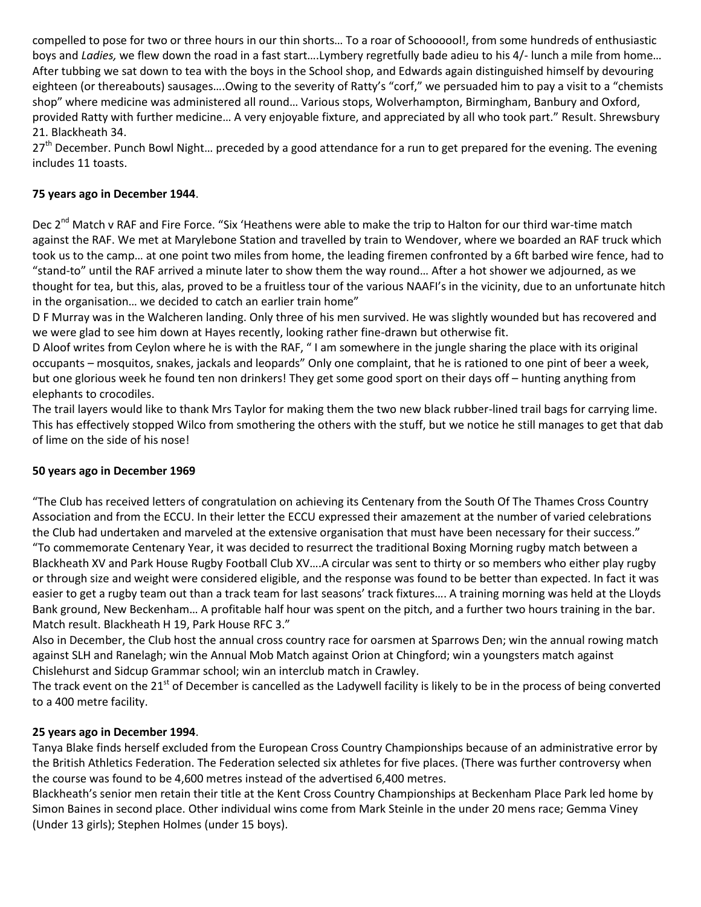compelled to pose for two or three hours in our thin shorts… To a roar of Schoooool!, from some hundreds of enthusiastic boys and *Ladies,* we flew down the road in a fast start….Lymbery regretfully bade adieu to his 4/- lunch a mile from home… After tubbing we sat down to tea with the boys in the School shop, and Edwards again distinguished himself by devouring eighteen (or thereabouts) sausages….Owing to the severity of Ratty's "corf," we persuaded him to pay a visit to a "chemists shop" where medicine was administered all round… Various stops, Wolverhampton, Birmingham, Banbury and Oxford, provided Ratty with further medicine… A very enjoyable fixture, and appreciated by all who took part." Result. Shrewsbury 21. Blackheath 34.

27th December. Punch Bowl Night… preceded by a good attendance for a run to get prepared for the evening. The evening includes 11 toasts.

**75 years ago in December 1944**.

Dec 2nd Match v RAF and Fire Force. "Six 'Heathens were able to make the trip to Halton for our third war-time match against the RAF. We met at Marylebone Station and travelled by train to Wendover, where we boarded an RAF truck which took us to the camp… at one point two miles from home, the leading firemen confronted by a 6ft barbed wire fence, had to "stand-to" until the RAF arrived a minute later to show them the way round… After a hot shower we adjourned, as we thought for tea, but this, alas, proved to be a fruitless tour of the various NAAFI's in the vicinity, due to an unfortunate hitch in the organisation… we decided to catch an earlier train home"

D F Murray was in the Walcheren landing. Only three of his men survived. He was slightly wounded but has recovered and we were glad to see him down at Hayes recently, looking rather fine-drawn but otherwise fit.

D Aloof writes from Ceylon where he is with the RAF, " I am somewhere in the jungle sharing the place with its original occupants – mosquitos, snakes, jackals and leopards" Only one complaint, that he is rationed to one pint of beer a week, but one glorious week he found ten non drinkers! They get some good sport on their days off – hunting anything from elephants to crocodiles.

The trail layers would like to thank Mrs Taylor for making them the two new black rubber-lined trail bags for carrying lime. This has effectively stopped Wilco from smothering the others with the stuff, but we notice he still manages to get that dab of lime on the side of his nose!

**50 years ago in December 1969**

"The Club has received letters of congratulation on achieving its Centenary from the South Of The Thames Cross Country Association and from the ECCU. In their letter the ECCU expressed their amazement at the number of varied celebrations the Club had undertaken and marveled at the extensive organisation that must have been necessary for their success."

"To commemorate Centenary Year, it was decided to resurrect the traditional Boxing Morning rugby match between a Blackheath XV and Park House Rugby Football Club XV….A circular was sent to thirty or so members who either play rugby or through size and weight were considered eligible, and the response was found to be better than expected. In fact it was easier to get a rugby team out than a track team for last seasons' track fixtures…. A training morning was held at the Lloyds Bank ground, New Beckenham… A profitable half hour was spent on the pitch, and a further two hours training in the bar. Match result. Blackheath H 19, Park House RFC 3."

Also in December, the Club host the annual cross country race for oarsmen at Sparrows Den; win the annual rowing match against SLH and Ranelagh; win the Annual Mob Match against Orion at Chingford; win a youngsters match against Chislehurst and Sidcup Grammar school; win an interclub match in Crawley.

The track event on the 21st of December is cancelled as the Ladywell facility is likely to be in the process of being converted to a 400 metre facility.

**25 years ago in December 1994**.

Tanya Blake finds herself excluded from the European Cross Country Championships because of an administrative error by the British Athletics Federation. The Federation selected six athletes for five places. (There was further controversy when the course was found to be 4,600 metres instead of the advertised 6,400 metres.

Blackheath's senior men retain their title at the Kent Cross Country Championships at Beckenham Place Park led home by Simon Baines in second place. Other individual wins come from Mark Steinle in the under 20 mens race; Gemma Viney (Under 13 girls); Stephen Holmes (under 15 boys).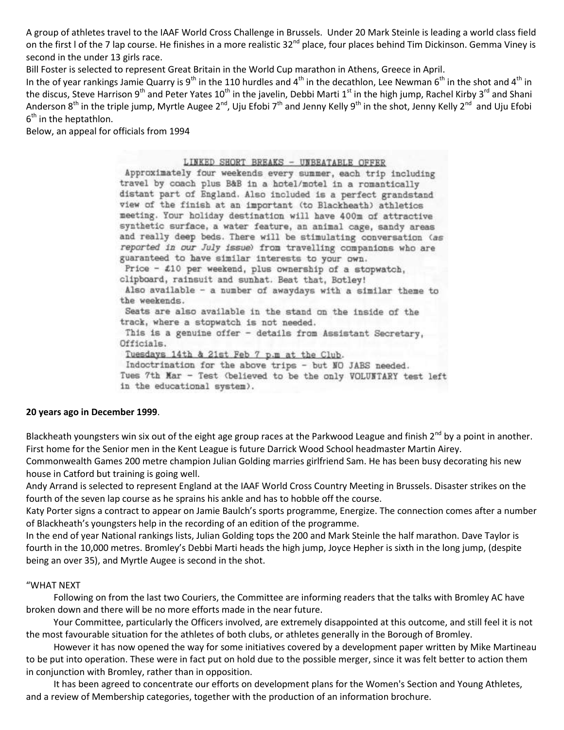A group of athletes travel to the IAAF World Cross Challenge in Brussels. Under 20 Mark Steinle is leading a world class field on the first l of the 7 lap course. He finishes in a more realistic 32nd place, four places behind Tim Dickinson. Gemma Viney is second in the under 13 girls race.

Bill Foster is selected to represent Great Britain in the World Cup marathon in Athens, Greece in April.

In the of year rankings Jamie Quarry is 9th in the 110 hurdles and 4th in the decathlon, Lee Newman 6th in the shot and 4th in the discus, Steve Harrison 9th and Peter Yates 10th in the javelin, Debbi Marti 1st in the high jump, Rachel Kirby 3rd and Shani Anderson 8th in the triple jump, Myrtle Augee 2nd, Uju Efobi 7th and Jenny Kelly 9th in the shot, Jenny Kelly 2nd and Uju Efobi 6th in the heptathlon.

Below, an appeal for officials from 1994

LINKED SHORT BREAKS - UNBEATABLE OFFER

Approximately four weekends every summer, each trip including travel by coach plus B&B in a hotel/motel in a romantically distant part of England. Also included is a perfect grandstand view of the finish at an important (to Blackheath) athletics meeting. Your holiday destination will have 400m of attractive synthetic surface, a water feature, an animal cage, sandy areas and really deep beds. There will be stimulating conversation (*as reported in our July issue*) from travelling companions who are guaranteed to have similar interests to your own.

Price - £10 per weekend, plus ownership of a stopwatch, clipboard, rainsuit and sunhat. Beat that, Botley!

Also available - a number of awaydays with a similar theme to the weekends.

Seats are also available in the stand on the inside of the track, where a stopwatch is not needed.

This is a genuine offer - details from Assistant Secretary, Officials.

Tuesdays 14th & 21st Feb 7 p.m at the Club.

Indoctrination for the above trips - but NO JABS needed.

Tues 7th Mar - Test (believed to be the only VOLUNTARY test left in the educational system).

**20 years ago in December 1999**.

Blackheath youngsters win six out of the eight age group races at the Parkwood League and finish 2nd by a point in another. First home for the Senior men in the Kent League is future Darrick Wood School headmaster Martin Airey.

Commonwealth Games 200 metre champion Julian Golding marries girlfriend Sam. He has been busy decorating his new house in Catford but training is going well.

Andy Arrand is selected to represent England at the IAAF World Cross Country Meeting in Brussels. Disaster strikes on the fourth of the seven lap course as he sprains his ankle and has to hobble off the course.

Katy Porter signs a contract to appear on Jamie Baulch's sports programme, Energize. The connection comes after a number of Blackheath's youngsters help in the recording of an edition of the programme.

In the end of year National rankings lists, Julian Golding tops the 200 and Mark Steinle the half marathon. Dave Taylor is fourth in the 10,000 metres. Bromley's Debbi Marti heads the high jump, Joyce Hepher is sixth in the long jump, (despite being an over 35), and Myrtle Augee is second in the shot.

"WHAT NEXT

Following on from the last two Couriers, the Committee are informing readers that the talks with Bromley AC have broken down and there will be no more efforts made in the near future.

Your Committee, particularly the Officers involved, are extremely disappointed at this outcome, and still feel it is not the most favourable situation for the athletes of both clubs, or athletes generally in the Borough of Bromley.

However it has now opened the way for some initiatives covered by a development paper written by Mike Martineau to be put into operation. These were in fact put on hold due to the possible merger, since it was felt better to action them in conjunction with Bromley, rather than in opposition.

It has been agreed to concentrate our efforts on development plans for the Women's Section and Young Athletes, and a review of Membership categories, together with the production of an information brochure.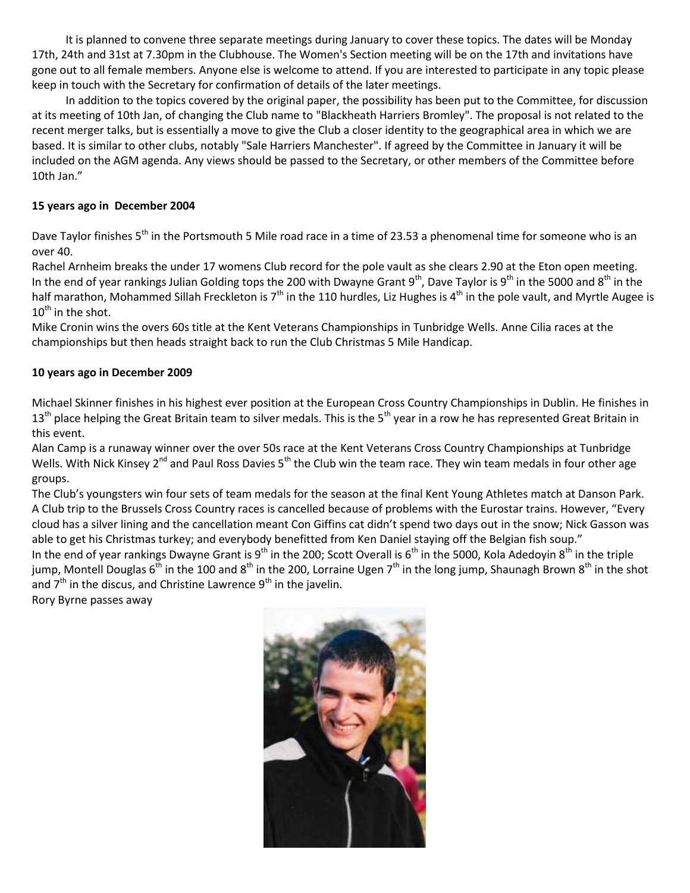It is planned to convene three separate meetings during January to cover these topics. The dates will be Monday 17th, 24th and 31st at 7.30pm in the Clubhouse. The Women's Section meeting will be on the 17th and invitations have gone out to all female members. Anyone else is welcome to attend. If you are interested to participate in any topic please keep in touch with the Secretary for confirmation of details of the later meetings.

In addition to the topics covered by the original paper, the possibility has been put to the Committee, for discussion at its meeting of 10th Jan, of changing the Club name to "Blackheath Harriers Bromley". The proposal is not related to the recent merger talks, but is essentially a move to give the Club a closer identity to the geographical area in which we are based. It is similar to other clubs, notably "Sale Harriers Manchester". If agreed by the Committee in January it will be included on the AGM agenda. Any views should be passed to the Secretary, or other members of the Committee before 10th Jan."

**15 years ago in December 2004**

Dave Taylor finishes 5th in the Portsmouth 5 Mile road race in a time of 23.53 a phenomenal time for someone who is an over 40.
Rachel Arnheim breaks the under 17 womens Club record for the pole vault as she clears 2.90 at the Eton open meeting.
In the end of year rankings Julian Golding tops the 200 with Dwayne Grant 9th, Dave Taylor is 9th in the 5000 and 8th in the half marathon, Mohammed Sillah Freckleton is 7th in the 110 hurdles, Liz Hughes is 4th in the pole vault, and Myrtle Augee is 10th in the shot.
Mike Cronin wins the overs 60s title at the Kent Veterans Championships in Tunbridge Wells. Anne Cilia races at the championships but then heads straight back to run the Club Christmas 5 Mile Handicap.

**10 years ago in December 2009**

Michael Skinner finishes in his highest ever position at the European Cross Country Championships in Dublin. He finishes in 13th place helping the Great Britain team to silver medals. This is the 5th year in a row he has represented Great Britain in this event.
Alan Camp is a runaway winner over the over 50s race at the Kent Veterans Cross Country Championships at Tunbridge Wells. With Nick Kinsey 2nd and Paul Ross Davies 5th the Club win the team race. They win team medals in four other age groups.
The Club's youngsters win four sets of team medals for the season at the final Kent Young Athletes match at Danson Park.
A Club trip to the Brussels Cross Country races is cancelled because of problems with the Eurostar trains. However, "Every cloud has a silver lining and the cancellation meant Con Giffins cat didn't spend two days out in the snow; Nick Gasson was able to get his Christmas turkey; and everybody benefitted from Ken Daniel staying off the Belgian fish soup."
In the end of year rankings Dwayne Grant is 9th in the 200; Scott Overall is 6th in the 5000, Kola Adedoyin 8th in the triple jump, Montell Douglas 6th in the 100 and 8th in the 200, Lorraine Ugen 7th in the long jump, Shaunagh Brown 8th in the shot and 7th in the discus, and Christine Lawrence 9th in the javelin.
Rory Byrne passes away